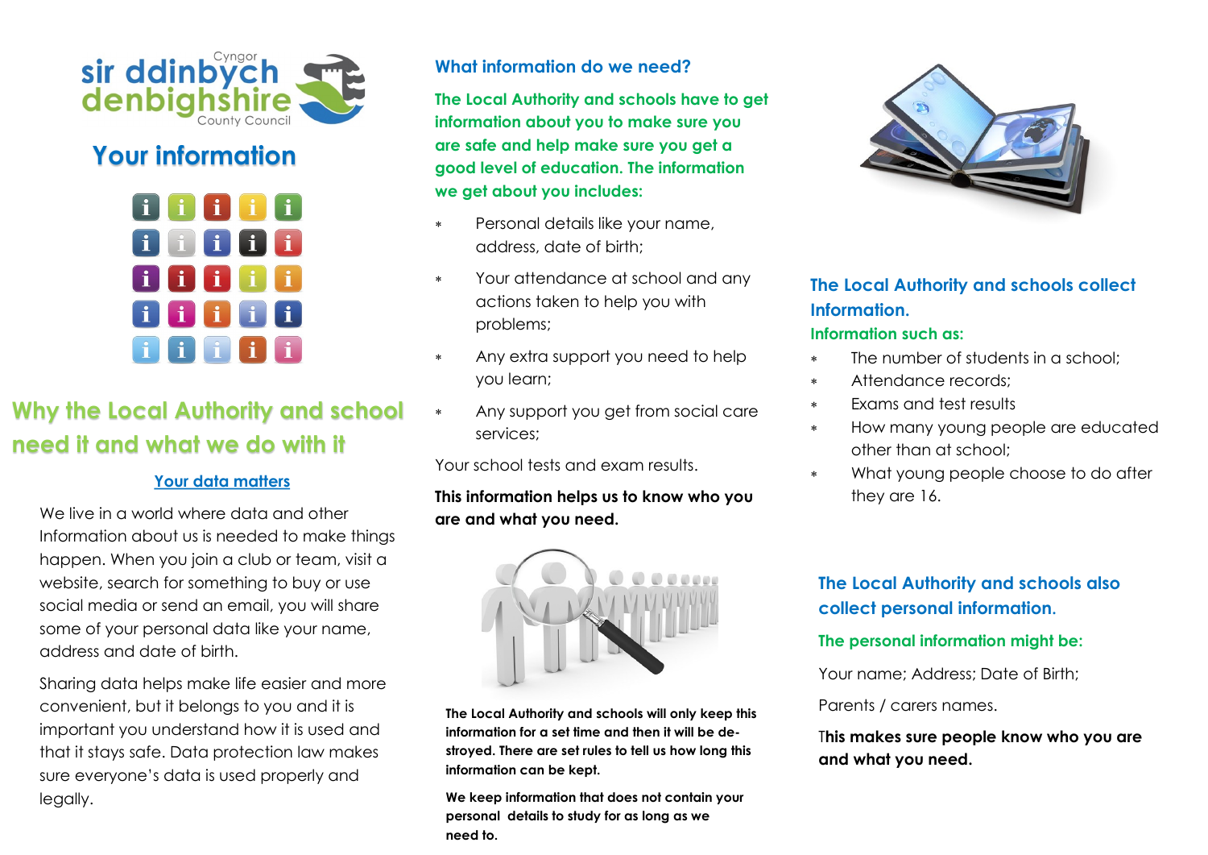Cyngor
sir ddinbych
denbighshire
County Council

# Your information

## Why the Local Authority and school need it and what we do with it

### Your data matters

We live in a world where data and other Information about us is needed to make things happen. When you join a club or team, visit a website, search for something to buy or use social media or send an email, you will share some of your personal data like your name, address and date of birth.

Sharing data helps make life easier and more convenient, but it belongs to you and it is important you understand how it is used and that it stays safe. Data protection law makes sure everyone's data is used properly and legally.

## What information do we need?

**The Local Authority and schools have to get information about you to make sure you are safe and help make sure you get a good level of education. The information we get about you includes:**

- Personal details like your name, address, date of birth;
- Your attendance at school and any actions taken to help you with problems;
- Any extra support you need to help you learn;
- Any support you get from social care services;

Your school tests and exam results.

**This information helps us to know who you are and what you need.**

**The Local Authority and schools will only keep this information for a set time and then it will be de-stroyed. There are set rules to tell us how long this information can be kept.**

**We keep information that does not contain your personal details to study for as long as we need to.**

## The Local Authority and schools collect Information.

**Information such as:**

- The number of students in a school;
- Attendance records;
- Exams and test results
- How many young people are educated other than at school;
- What young people choose to do after they are 16.

## The Local Authority and schools also collect personal information.

**The personal information might be:**

Your name; Address; Date of Birth;

Parents / carers names.

**This makes sure people know who you are and what you need.**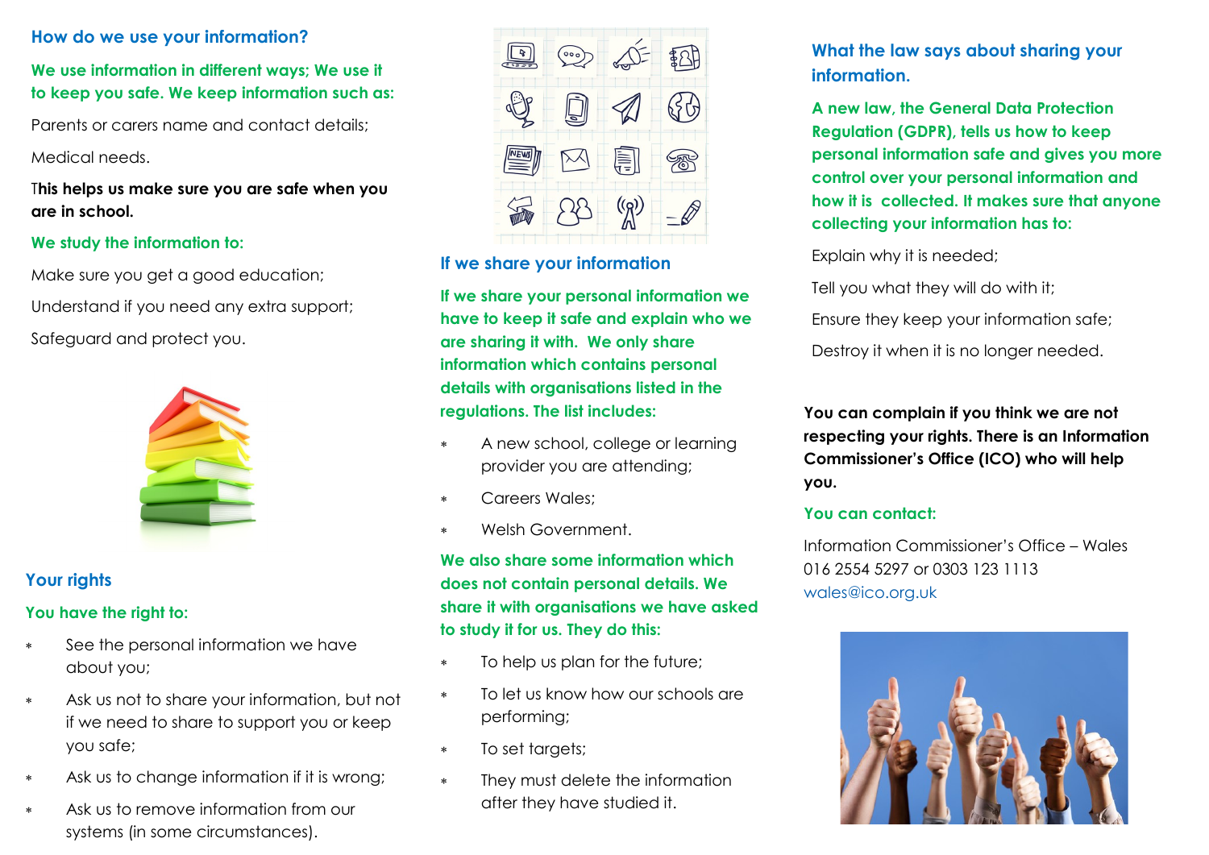## How do we use your information?

**We use information in different ways; We use it to keep you safe. We keep information such as:**

Parents or carers name and contact details;

Medical needs.

**This helps us make sure you are safe when you are in school.**

**We study the information to:**

Make sure you get a good education;

Understand if you need any extra support;

Safeguard and protect you.

## Your rights

**You have the right to:**

* See the personal information we have about you;
* Ask us not to share your information, but not if we need to share to support you or keep you safe;
* Ask us to change information if it is wrong;
* Ask us to remove information from our systems (in some circumstances).

## If we share your information

**If we share your personal information we have to keep it safe and explain who we are sharing it with. We only share information which contains personal details with organisations listed in the regulations. The list includes:**

* A new school, college or learning provider you are attending;
* Careers Wales;
* Welsh Government.

**We also share some information which does not contain personal details. We share it with organisations we have asked to study it for us. They do this:**

* To help us plan for the future;
* To let us know how our schools are performing;
* To set targets;
* They must delete the information after they have studied it.

## What the law says about sharing your information.

**A new law, the General Data Protection Regulation (GDPR), tells us how to keep personal information safe and gives you more control over your personal information and how it is collected. It makes sure that anyone collecting your information has to:**

Explain why it is needed;

Tell you what they will do with it;

Ensure they keep your information safe;

Destroy it when it is no longer needed.

**You can complain if you think we are not respecting your rights. There is an Information Commissioner's Office (ICO) who will help you.**

**You can contact:**

Information Commissioner's Office – Wales
016 2554 5297 or 0303 123 1113
wales@ico.org.uk